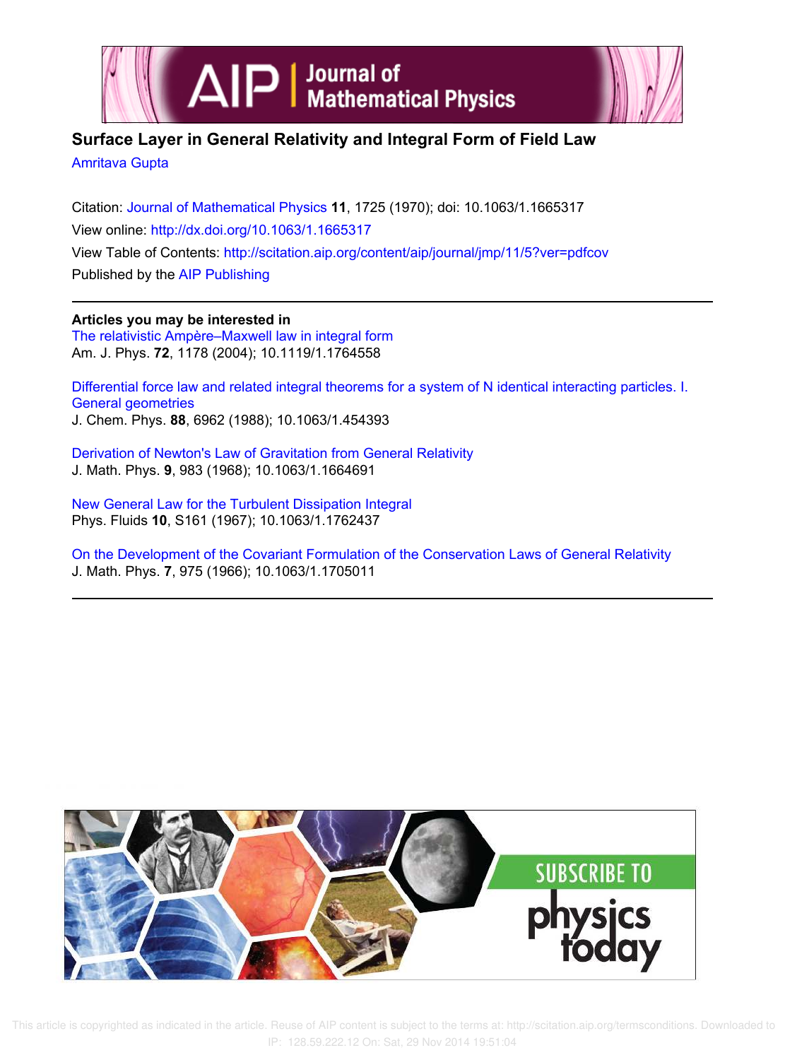# Surface Layer in General Relativity and Integral Form of Field Law

Amritava Gupta

Citation: Journal of Mathematical Physics **11**, 1725 (1970); doi: 10.1063/1.1665317

View online: http://dx.doi.org/10.1063/1.1665317

View Table of Contents: http://scitation.aip.org/content/aip/journal/jmp/11/5?ver=pdfcov

Published by the AIP Publishing

**Articles you may be interested in**

The relativistic Ampère–Maxwell law in integral form
Am. J. Phys. **72**, 1178 (2004); 10.1119/1.1764558

Differential force law and related integral theorems for a system of N identical interacting particles. I. General geometries
J. Chem. Phys. **88**, 6962 (1988); 10.1063/1.454393

Derivation of Newton's Law of Gravitation from General Relativity
J. Math. Phys. **9**, 983 (1968); 10.1063/1.1664691

New General Law for the Turbulent Dissipation Integral
Phys. Fluids **10**, S161 (1967); 10.1063/1.1762437

On the Development of the Covariant Formulation of the Conservation Laws of General Relativity
J. Math. Phys. **7**, 975 (1966); 10.1063/1.1705011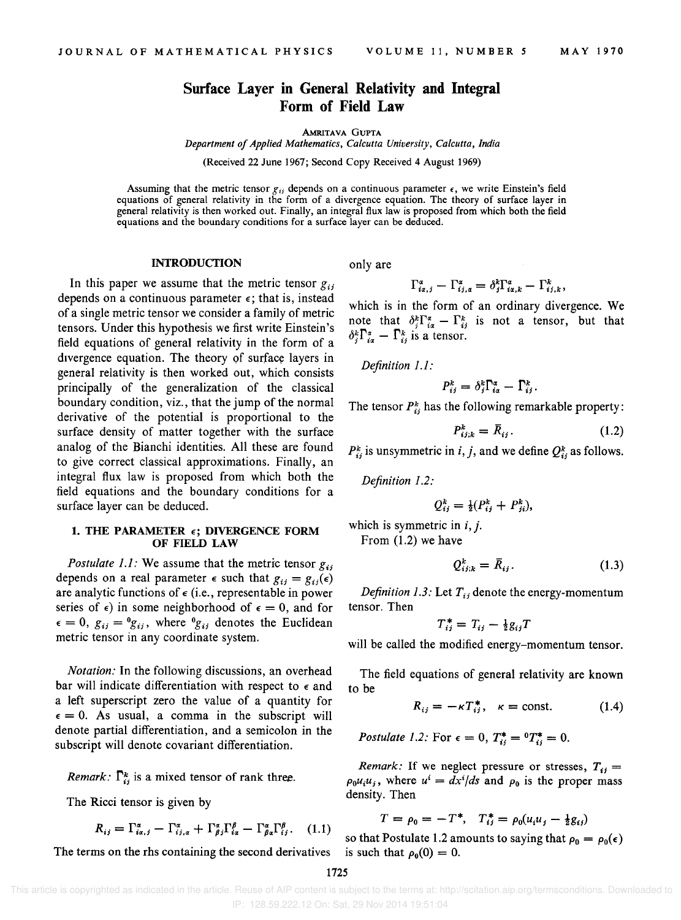# Surface Layer in General Relativity and Integral Form of Field Law

Amritava Gupta

*Department of Applied Mathematics, Calcutta University, Calcutta, India*

(Received 22 June 1967; Second Copy Received 4 August 1969)

Assuming that the metric tensor $g_{ij}$ depends on a continuous parameter $\epsilon$, we write Einstein's field equations of general relativity in the form of a divergence equation. The theory of surface layer in general relativity is then worked out. Finally, an integral flux law is proposed from which both the field equations and the boundary conditions for a surface layer can be deduced.

## INTRODUCTION

In this paper we assume that the metric tensor $g_{ij}$ depends on a continuous parameter $\epsilon$; that is, instead of a single metric tensor we consider a family of metric tensors. Under this hypothesis we first write Einstein's field equations of general relativity in the form of a divergence equation. The theory of surface layers in general relativity is then worked out, which consists principally of the generalization of the classical boundary condition, viz., that the jump of the normal derivative of the potential is proportional to the surface density of matter together with the surface analog of the Bianchi identities. All these are found to give correct classical approximations. Finally, an integral flux law is proposed from which both the field equations and the boundary conditions for a surface layer can be deduced.

## 1. THE PARAMETER $\epsilon$; DIVERGENCE FORM OF FIELD LAW

*Postulate 1.1:* We assume that the metric tensor $g_{ij}$ depends on a real parameter $\epsilon$ such that $g_{ij} = g_{ij}(\epsilon)$ are analytic functions of $\epsilon$ (i.e., representable in power series of $\epsilon$) in some neighborhood of $\epsilon = 0$, and for $\epsilon = 0$, $g_{ij} = {}^0g_{ij}$, where ${}^0g_{ij}$ denotes the Euclidean metric tensor in any coordinate system.

*Notation:* In the following discussions, an overhead bar will indicate differentiation with respect to $\epsilon$ and a left superscript zero the value of a quantity for $\epsilon = 0$. As usual, a comma in the subscript will denote partial differentiation, and a semicolon in the subscript will denote covariant differentiation.

*Remark:* $\bar{\Gamma}^k_{ij}$ is a mixed tensor of rank three.

The Ricci tensor is given by

$$R_{ij} = \Gamma^\alpha_{i\alpha,j} - \Gamma^\alpha_{ij,\alpha} + \Gamma^\alpha_{\beta j}\Gamma^\beta_{i\alpha} - \Gamma^\alpha_{\beta\alpha}\Gamma^\beta_{ij}. \quad (1.1)$$

The terms on the rhs containing the second derivatives only are

$$\Gamma^\alpha_{i\alpha,j} - \Gamma^\alpha_{ij,\alpha} = \delta^k_j\Gamma^\alpha_{i\alpha,k} - \Gamma^k_{ij,k},$$

which is in the form of an ordinary divergence. We note that $\delta^k_j\Gamma^\alpha_{i\alpha} - \Gamma^k_{ij}$ is not a tensor, but that $\delta^k_j\bar{\Gamma}^\alpha_{i\alpha} - \bar{\Gamma}^k_{ij}$ is a tensor.

*Definition 1.1:*

$$P^k_{ij} = \delta^k_j\bar{\Gamma}^\alpha_{i\alpha} - \bar{\Gamma}^k_{ij}.$$

The tensor $P^k_{ij}$ has the following remarkable property:

$$P^k_{ij;k} = \bar{R}_{ij}. \quad (1.2)$$

$P^k_{ij}$ is unsymmetric in $i, j$, and we define $Q^k_{ij}$ as follows.

*Definition 1.2:*

$$Q^k_{ij} = \tfrac{1}{2}(P^k_{ij} + P^k_{ji}),$$

which is symmetric in $i, j$.

From (1.2) we have

$$Q^k_{ij;k} = \bar{R}_{ij}. \quad (1.3)$$

*Definition 1.3:* Let $T_{ij}$ denote the energy-momentum tensor. Then

$$T^*_{ij} = T_{ij} - \tfrac{1}{2}g_{ij}T$$

will be called the modified energy-momentum tensor.

The field equations of general relativity are known to be

$$R_{ij} = -\kappa T^*_{ij}, \quad \kappa = \text{const.} \quad (1.4)$$

*Postulate 1.2:* For $\epsilon = 0$, $T^*_{ij} = {}^0T^*_{ij} = 0$.

*Remark:* If we neglect pressure or stresses, $T_{ij} = \rho_0 u_i u_j$, where $u^i = dx^i/ds$ and $\rho_0$ is the proper mass density. Then

$$T = \rho_0 = -T^*, \quad T^*_{ij} = \rho_0(u_i u_j - \tfrac{1}{2}g_{ij})$$

so that Postulate 1.2 amounts to saying that $\rho_0 = \rho_0(\epsilon)$ is such that $\rho_0(0) = 0$.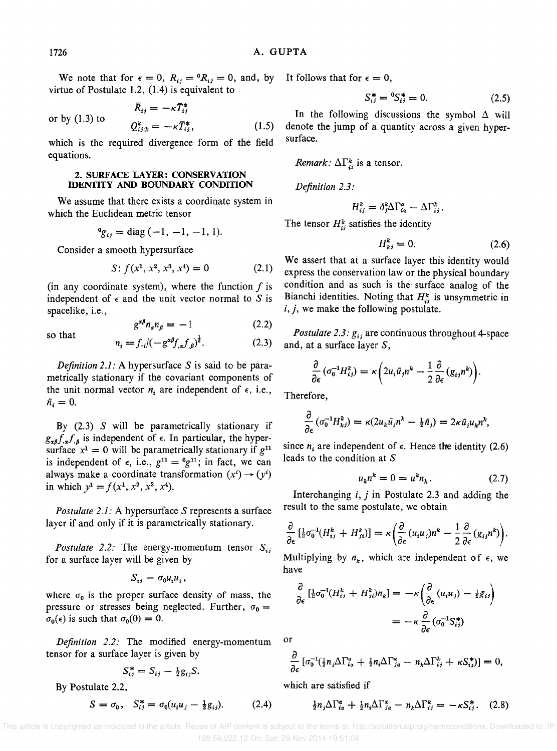We note that for $\epsilon = 0$, $R_{ij} = {}^0R_{ij} = 0$, and, by virtue of Postulate 1.2, (1.4) is equivalent to

$$\bar{R}_{ij} = -\kappa \bar{T}^*_{ij}$$

or by (1.3) to

$$Q^k_{ij;k} = -\kappa \bar{T}^*_{ij}, \tag{1.5}$$

which is the required divergence form of the field equations.

## 2. SURFACE LAYER: CONSERVATION IDENTITY AND BOUNDARY CONDITION

We assume that there exists a coordinate system in which the Euclidean metric tensor

$${}^0g_{ij} = \text{diag}\,(-1, -1, -1, 1).$$

Consider a smooth hypersurface

$$S\colon f(x^1, x^2, x^3, x^4) = 0 \tag{2.1}$$

(in any coordinate system), where the function $f$ is independent of $\epsilon$ and the unit vector normal to $S$ is spacelike, i.e.,

$$g^{\alpha\beta} n_\alpha n_\beta = -1 \tag{2.2}$$

so that

$$n_i = f_{,i}/(-g^{\alpha\beta} f_{,\alpha} f_{,\beta})^{\frac{1}{2}}. \tag{2.3}$$

*Definition 2.1:* A hypersurface $S$ is said to be parametrically stationary if the covariant components of the unit normal vector $n_i$ are independent of $\epsilon$, i.e., $\bar{n}_i = 0$.

By (2.3) $S$ will be parametrically stationary if $g_{\alpha\beta} f_{,\alpha} f_{,\beta}$ is independent of $\epsilon$. In particular, the hypersurface $x^1 = 0$ will be parametrically stationary if $g^{11}$ is independent of $\epsilon$, i.e., $g^{11} = {}^0g^{11}$; in fact, we can always make a coordinate transformation $(x^i) \to (y^i)$ in which $y^1 = f(x^1, x^2, x^3, x^4)$.

*Postulate 2.1:* A hypersurface $S$ represents a surface layer if and only if it is parametrically stationary.

*Postulate 2.2:* The energy-momentum tensor $S_{ij}$ for a surface layer will be given by

$$S_{ij} = \sigma_0 u_i u_j,$$

where $\sigma_0$ is the proper surface density of mass, the pressure or stresses being neglected. Further, $\sigma_0 = \sigma_0(\epsilon)$ is such that $\sigma_0(0) = 0$.

*Definition 2.2:* The modified energy-momentum tensor for a surface layer is given by

$$S^*_{ij} = S_{ij} - \tfrac{1}{2} g_{ij} S.$$

By Postulate 2.2,

$$S = \sigma_0, \quad S^*_{ij} = \sigma_0(u_i u_j - \tfrac{1}{2} g_{ij}). \tag{2.4}$$

It follows that for $\epsilon = 0$,

$$S^*_{ij} = {}^0S^*_{ij} = 0. \tag{2.5}$$

In the following discussions the symbol $\Delta$ will denote the jump of a quantity across a given hypersurface.

*Remark:* $\Delta\Gamma^k_{ij}$ is a tensor.

*Definition 2.3:*

$$H^k_{ij} = \delta^k_j \Delta\Gamma^\alpha_{i\alpha} - \Delta\Gamma^k_{ij}.$$

The tensor $H^k_{ij}$ satisfies the identity

$$H^k_{kj} = 0. \tag{2.6}$$

We assert that at a surface layer this identity would express the conservation law or the physical boundary condition and as such is the surface analog of the Bianchi identities. Noting that $H^k_{ij}$ is unsymmetric in $i, j$, we make the following postulate.

*Postulate 2.3:* $g_{ij}$ are continuous throughout 4-space and, at a surface layer $S$,

$$\frac{\partial}{\partial\epsilon}(\sigma_0^{-1} H^k_{ij}) = \kappa\left(2u_i \bar{u}_j n^k - \frac{1}{2}\frac{\partial}{\partial\epsilon}(g_{ij} n^k)\right).$$

Therefore,

$$\frac{\partial}{\partial\epsilon}(\sigma_0^{-1} H^k_{kj}) = \kappa(2u_k \bar{u}_j n^k - \tfrac{1}{2}\bar{n}_j) = 2\kappa \bar{u}_j u_k n^k,$$

since $n_i$ are independent of $\epsilon$. Hence the identity (2.6) leads to the condition at $S$

$$u_k n^k = 0 = u^k n_k. \tag{2.7}$$

Interchanging $i, j$ in Postulate 2.3 and adding the result to the same postulate, we obtain

$$\frac{\partial}{\partial\epsilon}[\tfrac{1}{2}\sigma_0^{-1}(H^k_{ij} + H^k_{ji})] = \kappa\left(\frac{\partial}{\partial\epsilon}(u_i u_j) n^k - \frac{1}{2}\frac{\partial}{\partial\epsilon}(g_{ij} n^k)\right).$$

Multiplying by $n_k$, which are independent of $\epsilon$, we have

$$\frac{\partial}{\partial\epsilon}[\tfrac{1}{2}\sigma_0^{-1}(H^k_{ij} + H^k_{ji}) n_k] = -\kappa\left(\frac{\partial}{\partial\epsilon}(u_i u_j) - \tfrac{1}{2}\bar{g}_{ij}\right)$$

$$= -\kappa \frac{\partial}{\partial\epsilon}(\sigma_0^{-1} S^*_{ij})$$

or

$$\frac{\partial}{\partial\epsilon}[\sigma_0^{-1}(\tfrac{1}{2} n_j \Delta\Gamma^\alpha_{i\alpha} + \tfrac{1}{2} n_i \Delta\Gamma^\alpha_{j\alpha} - n_k \Delta\Gamma^k_{ij} + \kappa S^*_{ij})] = 0,$$

which are satisfied if

$$\tfrac{1}{2} n_j \Delta\Gamma^\alpha_{i\alpha} + \tfrac{1}{2} n_i \Delta\Gamma^\alpha_{j\alpha} - n_k \Delta\Gamma^k_{ij} = -\kappa S^*_{ij}. \tag{2.8}$$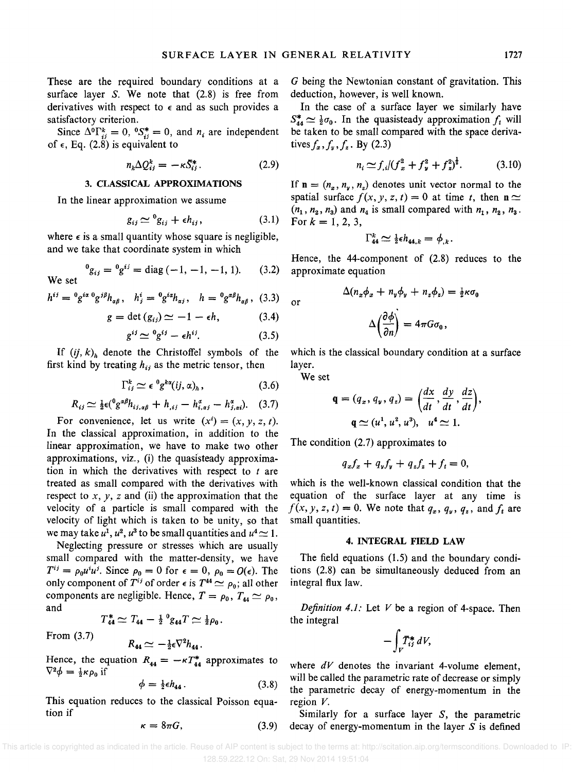These are the required boundary conditions at a surface layer $S$. We note that (2.8) is free from derivatives with respect to $\epsilon$ and as such provides a satisfactory criterion.

Since $\Delta {}^0\Gamma^k_{ij} = 0$, ${}^0S^*_{ij} = 0$, and $n_i$ are independent of $\epsilon$, Eq. (2.8) is equivalent to

$$n_k \Delta Q^k_{ij} = -\kappa \bar{S}^*_{ij}. \tag{2.9}$$

## 3. CLASSICAL APPROXIMATIONS

In the linear approximation we assume

$$g_{ij} \simeq {}^0g_{ij} + \epsilon h_{ij}, \tag{3.1}$$

where $\epsilon$ is a small quantity whose square is negligible, and we take that coordinate system in which

$${}^0g_{ij} = {}^0g^{ij} = \mathrm{diag}\,(-1, -1, -1, 1). \tag{3.2}$$

We set

$$h^{ij} = {}^0g^{i\alpha}\,{}^0g^{j\beta}h_{\alpha\beta}, \quad h^i_j = {}^0g^{i\alpha}h_{\alpha j}, \quad h = {}^0g^{\alpha\beta}h_{\alpha\beta}, \tag{3.3}$$

$$g = \det(g_{ij}) \simeq -1 - \epsilon h, \tag{3.4}$$

$$g^{ij} \simeq {}^0g^{ij} - \epsilon h^{ij}. \tag{3.5}$$

If $(ij, k)_h$ denote the Christoffel symbols of the first kind by treating $h_{ij}$ as the metric tensor, then

$$\Gamma^k_{ij} \simeq \epsilon\, {}^0g^{k\alpha}(ij, \alpha)_h, \tag{3.6}$$

$$R_{ij} \simeq \tfrac{1}{2}\epsilon({}^0g^{\alpha\beta}h_{ij,\alpha\beta} + h_{,ij} - h^\alpha_{i,\alpha j} - h^\alpha_{j,\alpha i}). \tag{3.7}$$

For convenience, let us write $(x^i) = (x, y, z, t)$. In the classical approximation, in addition to the linear approximation, we have to make two other approximations, viz., (i) the quasisteady approximation in which the derivatives with respect to $t$ are treated as small compared with the derivatives with respect to $x$, $y$, $z$ and (ii) the approximation that the velocity of a particle is small compared with the velocity of light which is taken to be unity, so that we may take $u^1$, $u^2$, $u^3$ to be small quantities and $u^4 \simeq 1$.

Neglecting pressure or stresses which are usually small compared with the matter-density, we have $T^{ij} = \rho_0 u^i u^j$. Since $\rho_0 = 0$ for $\epsilon = 0$, $\rho_0 = O(\epsilon)$. The only component of $T^{ij}$ of order $\epsilon$ is $T^{44} \simeq \rho_0$; all other components are negligible. Hence, $T = \rho_0$, $T_{44} \simeq \rho_0$, and

$$T^*_{44} \simeq T_{44} - \tfrac{1}{2}\,{}^0g_{44}T \simeq \tfrac{1}{2}\rho_0.$$

From (3.7)

$$R_{44} \simeq -\tfrac{1}{2}\epsilon\nabla^2 h_{44}.$$

Hence, the equation $R_{44} = -\kappa T^*_{44}$ approximates to $\nabla^2\phi = \frac{1}{2}\kappa\rho_0$ if

$$\phi = \tfrac{1}{2}\epsilon h_{44}. \tag{3.8}$$

This equation reduces to the classical Poisson equation if

$$\kappa = 8\pi G, \tag{3.9}$$

$G$ being the Newtonian constant of gravitation. This deduction, however, is well known.

In the case of a surface layer we similarly have $S^*_{44} \simeq \frac{1}{2}\sigma_0$. In the quasisteady approximation $f_t$ will be taken to be small compared with the space derivatives $f_x, f_y, f_z$. By (2.3)

$$n_i \simeq f_{,i}/(f_x^2 + f_y^2 + f_z^2)^{\frac{1}{2}}. \tag{3.10}$$

If $\mathbf{n} = (n_x, n_y, n_z)$ denotes unit vector normal to the spatial surface $f(x, y, z, t) = 0$ at time $t$, then $\mathbf{n} \simeq (n_1, n_2, n_3)$ and $n_4$ is small compared with $n_1$, $n_2$, $n_3$. For $k = 1, 2, 3$,

$$\Gamma^k_{44} \simeq \tfrac{1}{2}\epsilon h_{44,k} = \phi_{,k}.$$

Hence, the 44-component of (2.8) reduces to the approximate equation

$$\Delta(n_x\phi_x + n_y\phi_y + n_z\phi_z) = \tfrac{1}{2}\kappa\sigma_0$$

or

$$\Delta\left(\frac{\partial\phi}{\partial n}\right) = 4\pi G\sigma_0,$$

which is the classical boundary condition at a surface layer.

We set

$$\mathbf{q} = (q_x, q_y, q_z) = \left(\frac{dx}{dt}, \frac{dy}{dt}, \frac{dz}{dt}\right),$$

$$\mathbf{q} \simeq (u^1, u^2, u^3), \quad u^4 \simeq 1.$$

The condition (2.7) approximates to

$$q_x f_x + q_y f_y + q_z f_z + f_t = 0,$$

which is the well-known classical condition that the equation of the surface layer at any time is $f(x, y, z, t) = 0$. We note that $q_x$, $q_y$, $q_z$, and $f_t$ are small quantities.

## 4. INTEGRAL FIELD LAW

The field equations (1.5) and the boundary conditions (2.8) can be simultaneously deduced from an integral flux law.

*Definition 4.1:* Let $V$ be a region of 4-space. Then the integral

$$-\int_V \bar{T}^*_{ij}\, dV,$$

where $dV$ denotes the invariant 4-volume element, will be called the parametric rate of decrease or simply the parametric decay of energy-momentum in the region $V$.

Similarly for a surface layer $S$, the parametric decay of energy-momentum in the layer $S$ is defined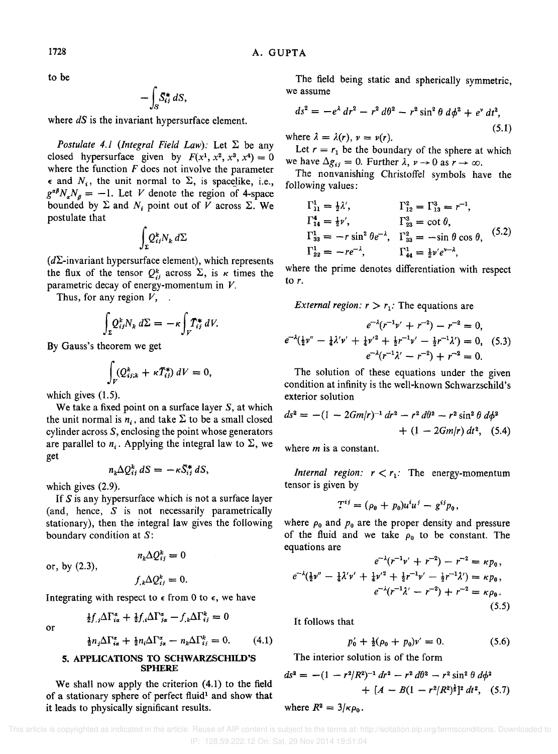to be

$$-\int_S \bar{S}^*_{ij}\, dS,$$

where $dS$ is the invariant hypersurface element.

*Postulate 4.1 (Integral Field Law):* Let $\Sigma$ be any closed hypersurface given by $F(x^1, x^2, x^3, x^4) = 0$ where the function $F$ does not involve the parameter $\epsilon$ and $N_i$, the unit normal to $\Sigma$, is spacelike, i.e., $g^{\alpha\beta}N_\alpha N_\beta = -1$. Let $V$ denote the region of 4-space bounded by $\Sigma$ and $N_i$ point out of $V$ across $\Sigma$. We postulate that

$$\int_\Sigma Q^k_{ij} N_k \, d\Sigma$$

($d\Sigma$-invariant hypersurface element), which represents the flux of the tensor $Q^k_{ij}$ across $\Sigma$, is $\kappa$ times the parametric decay of energy-momentum in $V$.

Thus, for any region $V$,

$$\int_\Sigma Q^k_{ij} N_k \, d\Sigma = -\kappa \int_V \bar{T}^*_{ij}\, dV.$$

By Gauss's theorem we get

$$\int_V (Q^k_{ij;k} + \kappa \bar{T}^*_{ij})\, dV = 0,$$

which gives (1.5).

We take a fixed point on a surface layer $S$, at which the unit normal is $n_i$, and take $\Sigma$ to be a small closed cylinder across $S$, enclosing the point whose generators are parallel to $n_i$. Applying the integral law to $\Sigma$, we get

$$n_k \Delta Q^k_{ij}\, dS = -\kappa \bar{S}^*_{ij}\, dS,$$

which gives (2.9).

If $S$ is any hypersurface which is not a surface layer (and, hence, $S$ is not necessarily parametrically stationary), then the integral law gives the following boundary condition at $S$:

$$n_k \Delta Q^k_{ij} = 0$$

or, by (2.3),

$$f_{,k} \Delta Q^k_{ij} = 0.$$

Integrating with respect to $\epsilon$ from 0 to $\epsilon$, we have

$$\tfrac{1}{2} f_{,j} \Delta\Gamma^\alpha_{i\alpha} + \tfrac{1}{2} f_{,i} \Delta\Gamma^\alpha_{j\alpha} - f_{,k}\Delta\Gamma^k_{ij} = 0$$

or

$$\tfrac{1}{2} n_j \Delta\Gamma^\alpha_{i\alpha} + \tfrac{1}{2} n_i \Delta\Gamma^\alpha_{j\alpha} - n_k \Delta\Gamma^k_{ij} = 0. \tag{4.1}$$

## 5. APPLICATIONS TO SCHWARZSCHILD'S SPHERE

We shall now apply the criterion (4.1) to the field of a stationary sphere of perfect fluid[1] and show that it leads to physically significant results.

The field being static and spherically symmetric, we assume

$$ds^2 = -e^\lambda\, dr^2 - r^2\, d\theta^2 - r^2 \sin^2\theta\, d\phi^2 + e^\nu\, dt^2, \tag{5.1}$$

where $\lambda = \lambda(r)$, $\nu = \nu(r)$.

Let $r = r_1$ be the boundary of the sphere at which we have $\Delta g_{ij} = 0$. Further $\lambda, \nu \to 0$ as $r \to \infty$.

The nonvanishing Christoffel symbols have the following values:

$$\begin{aligned}
&\Gamma^1_{11} = \tfrac{1}{2}\lambda', &&\Gamma^2_{12} = \Gamma^3_{13} = r^{-1},\\
&\Gamma^4_{14} = \tfrac{1}{2}\nu', &&\Gamma^3_{23} = \cot\theta,\\
&\Gamma^1_{33} = -r\sin^2\theta\, e^{-\lambda}, &&\Gamma^2_{33} = -\sin\theta\cos\theta,\\
&\Gamma^1_{22} = -re^{-\lambda}, &&\Gamma^1_{44} = \tfrac{1}{2}\nu' e^{\nu-\lambda},
\end{aligned} \tag{5.2}$$

where the prime denotes differentiation with respect to $r$.

*External region:* $r > r_1$: The equations are

$$\begin{aligned}
e^{-\lambda}(r^{-1}\nu' + r^{-2}) - r^{-2} &= 0,\\
e^{-\lambda}(\tfrac{1}{2}\nu'' - \tfrac{1}{4}\lambda'\nu' + \tfrac{1}{4}\nu'^2 + \tfrac{1}{2}r^{-1}\nu' - \tfrac{1}{2}r^{-1}\lambda') &= 0,\\
e^{-\lambda}(r^{-1}\lambda' - r^{-2}) + r^{-2} &= 0.
\end{aligned} \tag{5.3}$$

The solution of these equations under the given condition at infinity is the well-known Schwarzschild's exterior solution

$$ds^2 = -(1 - 2Gm/r)^{-1}\, dr^2 - r^2\, d\theta^2 - r^2\sin^2\theta\, d\phi^2 + (1 - 2Gm/r)\, dt^2, \tag{5.4}$$

where $m$ is a constant.

*Internal region:* $r < r_1$: The energy-momentum tensor is given by

$$T^{ij} = (\rho_0 + p_0)u^i u^j - g^{ij}p_0,$$

where $\rho_0$ and $p_0$ are the proper density and pressure of the fluid and we take $\rho_0$ to be constant. The equations are

$$\begin{aligned}
e^{-\lambda}(r^{-1}\nu' + r^{-2}) - r^{-2} &= \kappa p_0,\\
e^{-\lambda}(\tfrac{1}{2}\nu'' - \tfrac{1}{4}\lambda'\nu' + \tfrac{1}{4}\nu'^2 + \tfrac{1}{2}r^{-1}\nu' - \tfrac{1}{2}r^{-1}\lambda') &= \kappa p_0,\\
e^{-\lambda}(r^{-1}\lambda' - r^{-2}) + r^{-2} &= \kappa \rho_0.
\end{aligned} \tag{5.5}$$

It follows that

$$p_0' + \tfrac{1}{2}(\rho_0 + p_0)\nu' = 0. \tag{5.6}$$

The interior solution is of the form

$$ds^2 = -(1 - r^2/R^2)^{-1}\, dr^2 - r^2\, d\theta^2 - r^2\sin^2\theta\, d\phi^2 + [A - B(1 - r^2/R^2)^{\frac{1}{2}}]^2\, dt^2, \tag{5.7}$$

where $R^2 = 3/\kappa\rho_0$.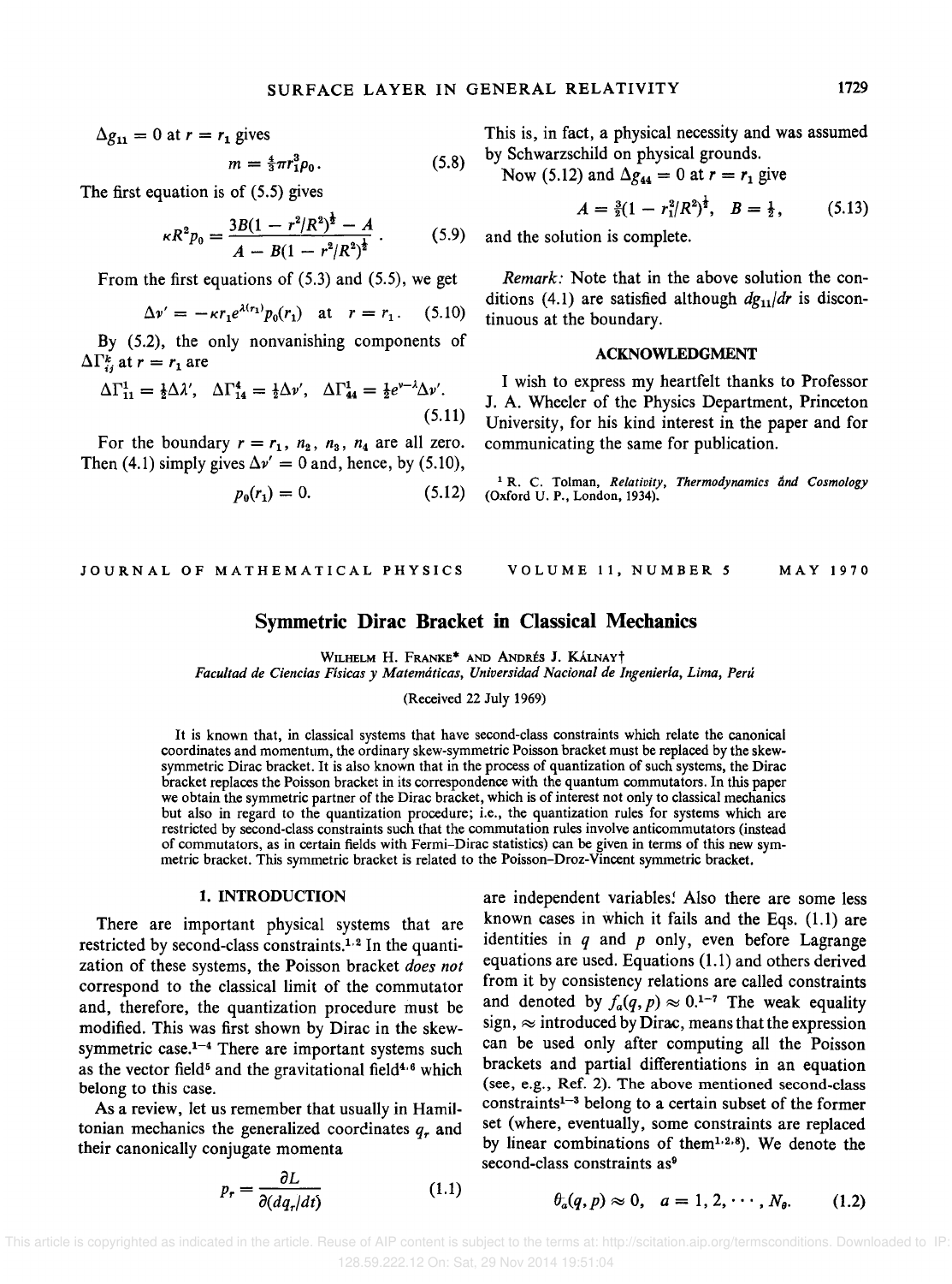$\Delta g_{11} = 0$ at $r = r_1$ gives

$$m = \tfrac{4}{3}\pi r_1^3 \rho_0. \tag{5.8}$$

The first equation is of (5.5) gives

$$\kappa R^2 p_0 = \frac{3B(1 - r^2/R^2)^{\frac{1}{2}} - A}{A - B(1 - r^2/R^2)^{\frac{1}{2}}}. \tag{5.9}$$

From the first equations of (5.3) and (5.5), we get

$$\Delta \nu' = -\kappa r_1 e^{\lambda(r_1)} p_0(r_1) \quad \text{at} \quad r = r_1. \tag{5.10}$$

By (5.2), the only nonvanishing components of $\Delta \Gamma^k_{ij}$ at $r = r_1$ are

$$\Delta \Gamma^1_{11} = \tfrac{1}{2}\Delta\lambda', \quad \Delta\Gamma^4_{14} = \tfrac{1}{2}\Delta\nu', \quad \Delta\Gamma^1_{44} = \tfrac{1}{2}e^{\nu-\lambda}\Delta\nu'. \tag{5.11}$$

For the boundary $r = r_1$, $n_2$, $n_3$, $n_4$ are all zero. Then (4.1) simply gives $\Delta\nu' = 0$ and, hence, by (5.10),

$$p_0(r_1) = 0. \tag{5.12}$$

This is, in fact, a physical necessity and was assumed by Schwarzschild on physical grounds.

Now (5.12) and $\Delta g_{44} = 0$ at $r = r_1$ give

$$A = \tfrac{3}{2}(1 - r_1^2/R^2)^{\frac{1}{2}}, \quad B = \tfrac{1}{2}, \tag{5.13}$$

and the solution is complete.

*Remark:* Note that in the above solution the conditions (4.1) are satisfied although $dg_{11}/dr$ is discontinuous at the boundary.

## ACKNOWLEDGMENT

I wish to express my heartfelt thanks to Professor J. A. Wheeler of the Physics Department, Princeton University, for his kind interest in the paper and for communicating the same for publication.

[1] R. C. Tolman, *Relativity, Thermodynamics and Cosmology* (Oxford U. P., London, 1934).

JOURNAL OF MATHEMATICAL PHYSICS VOLUME 11, NUMBER 5 MAY 1970

# Symmetric Dirac Bracket in Classical Mechanics

Wilhelm H. Franke* and Andrés J. Kálnay†

*Facultad de Ciencias Físicas y Matemáticas, Universidad Nacional de Ingeniería, Lima, Perú*

(Received 22 July 1969)

It is known that, in classical systems that have second-class constraints which relate the canonical coordinates and momentum, the ordinary skew-symmetric Poisson bracket must be replaced by the skew-symmetric Dirac bracket. It is also known that in the process of quantization of such systems, the Dirac bracket replaces the Poisson bracket in its correspondence with the quantum commutators. In this paper we obtain the symmetric partner of the Dirac bracket, which is of interest not only to classical mechanics but also in regard to the quantization procedure; i.e., the quantization rules for systems which are restricted by second-class constraints such that the commutation rules involve anticommutators (instead of commutators, as in certain fields with Fermi-Dirac statistics) can be given in terms of this new symmetric bracket. This symmetric bracket is related to the Poisson-Droz-Vincent symmetric bracket.

## 1. INTRODUCTION

There are important physical systems that are restricted by second-class constraints.[1,2] In the quantization of these systems, the Poisson bracket *does not* correspond to the classical limit of the commutator and, therefore, the quantization procedure must be modified. This was first shown by Dirac in the skew-symmetric case.[1-4] There are important systems such as the vector field[5] and the gravitational field[4,6] which belong to this case.

As a review, let us remember that usually in Hamiltonian mechanics the generalized coordinates $q_r$ and their canonically conjugate momenta

$$p_r = \frac{\partial L}{\partial(dq_r/dt)} \tag{1.1}$$

are independent variables. Also there are some less known cases in which it fails and the Eqs. (1.1) are identities in $q$ and $p$ only, even before Lagrange equations are used. Equations (1.1) and others derived from it by consistency relations are called constraints and denoted by $f_a(q, p) \approx 0$.[1-7] The weak equality sign, $\approx$ introduced by Dirac, means that the expression can be used only after computing all the Poisson brackets and partial differentiations in an equation (see, e.g., Ref. 2). The above mentioned second-class constraints[1-3] belong to a certain subset of the former set (where, eventually, some constraints are replaced by linear combinations of them[1,2,8]). We denote the second-class constraints as[9]

$$\theta_a(q, p) \approx 0, \quad a = 1, 2, \cdots, N_\theta. \tag{1.2}$$